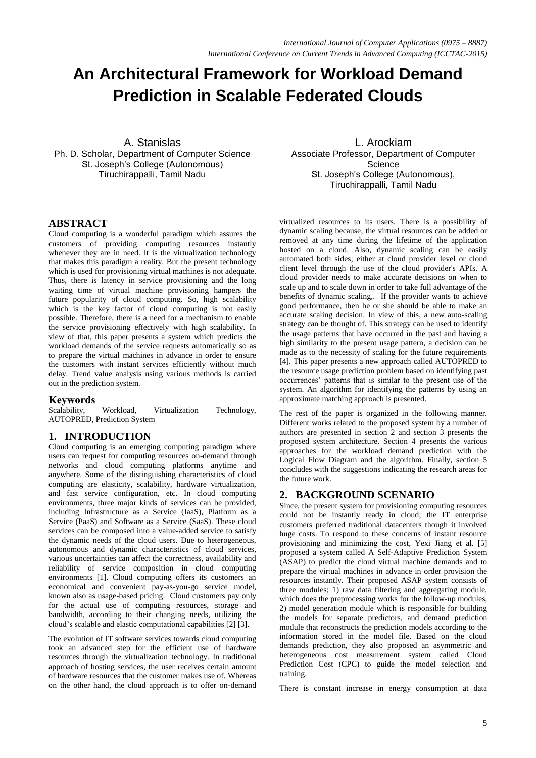# An Architectural Framework for Workload Demand Prediction in Scalable Federated Clouds

A. Stanislas
Ph. D. Scholar, Department of Computer Science
St. Joseph's College (Autonomous)
Tiruchirappalli, Tamil Nadu

L. Arockiam
Associate Professor, Department of Computer Science
St. Joseph's College (Autonomous),
Tiruchirappalli, Tamil Nadu

## ABSTRACT

Cloud computing is a wonderful paradigm which assures the customers of providing computing resources instantly whenever they are in need. It is the virtualization technology that makes this paradigm a reality. But the present technology which is used for provisioning virtual machines is not adequate. Thus, there is latency in service provisioning and the long waiting time of virtual machine provisioning hampers the future popularity of cloud computing. So, high scalability which is the key factor of cloud computing is not easily possible. Therefore, there is a need for a mechanism to enable the service provisioning effectively with high scalability. In view of that, this paper presents a system which predicts the workload demands of the service requests automatically so as to prepare the virtual machines in advance in order to ensure the customers with instant services efficiently without much delay. Trend value analysis using various methods is carried out in the prediction system.

## Keywords

Scalability, Workload, Virtualization Technology, AUTOPRED, Prediction System

## 1. INTRODUCTION

Cloud computing is an emerging computing paradigm where users can request for computing resources on-demand through networks and cloud computing platforms anytime and anywhere. Some of the distinguishing characteristics of cloud computing are elasticity, scalability, hardware virtualization, and fast service configuration, etc. In cloud computing environments, three major kinds of services can be provided, including Infrastructure as a Service (IaaS), Platform as a Service (PaaS) and Software as a Service (SaaS). These cloud services can be composed into a value-added service to satisfy the dynamic needs of the cloud users. Due to heterogeneous, autonomous and dynamic characteristics of cloud services, various uncertainties can affect the correctness, availability and reliability of service composition in cloud computing environments [1]. Cloud computing offers its customers an economical and convenient pay-as-you-go service model, known also as usage-based pricing. Cloud customers pay only for the actual use of computing resources, storage and bandwidth, according to their changing needs, utilizing the cloud's scalable and elastic computational capabilities [2] [3].

The evolution of IT software services towards cloud computing took an advanced step for the efficient use of hardware resources through the virtualization technology. In traditional approach of hosting services, the user receives certain amount of hardware resources that the customer makes use of. Whereas on the other hand, the cloud approach is to offer on-demand virtualized resources to its users. There is a possibility of dynamic scaling because; the virtual resources can be added or removed at any time during the lifetime of the application hosted on a cloud. Also, dynamic scaling can be easily automated both sides; either at cloud provider level or cloud client level through the use of the cloud provider's APIs. A cloud provider needs to make accurate decisions on when to scale up and to scale down in order to take full advantage of the benefits of dynamic scaling,. If the provider wants to achieve good performance, then he or she should be able to make an accurate scaling decision. In view of this, a new auto-scaling strategy can be thought of. This strategy can be used to identify the usage patterns that have occurred in the past and having a high similarity to the present usage pattern, a decision can be made as to the necessity of scaling for the future requirements [4]. This paper presents a new approach called AUTOPRED to the resource usage prediction problem based on identifying past occurrences' patterns that is similar to the present use of the system. An algorithm for identifying the patterns by using an approximate matching approach is presented.

The rest of the paper is organized in the following manner. Different works related to the proposed system by a number of authors are presented in section 2 and section 3 presents the proposed system architecture. Section 4 presents the various approaches for the workload demand prediction with the Logical Flow Diagram and the algorithm. Finally, section 5 concludes with the suggestions indicating the research areas for the future work.

## 2. BACKGROUND SCENARIO

Since, the present system for provisioning computing resources could not be instantly ready in cloud; the IT enterprise customers preferred traditional datacenters though it involved huge costs. To respond to these concerns of instant resource provisioning and minimizing the cost, Yexi Jiang et al. [5] proposed a system called A Self-Adaptive Prediction System (ASAP) to predict the cloud virtual machine demands and to prepare the virtual machines in advance in order provision the resources instantly. Their proposed ASAP system consists of three modules; 1) raw data filtering and aggregating module, which does the preprocessing works for the follow-up modules, 2) model generation module which is responsible for building the models for separate predictors, and demand prediction module that reconstructs the prediction models according to the information stored in the model file. Based on the cloud demands prediction, they also proposed an asymmetric and heterogeneous cost measurement system called Cloud Prediction Cost (CPC) to guide the model selection and training.

There is constant increase in energy consumption at data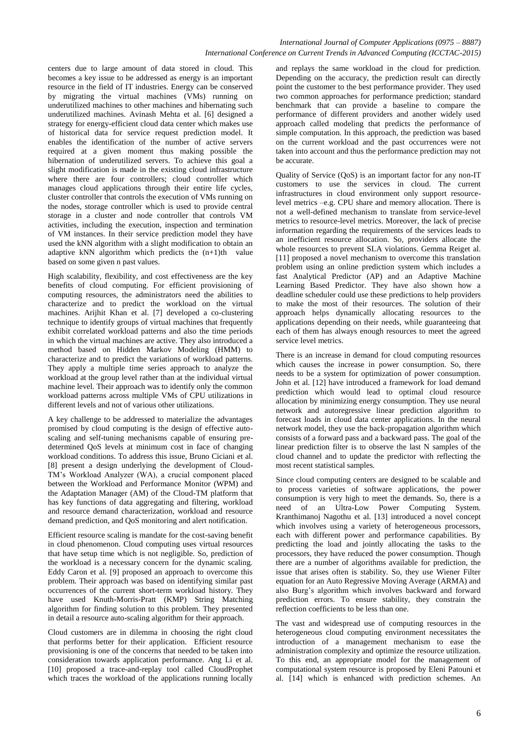centers due to large amount of data stored in cloud. This becomes a key issue to be addressed as energy is an important resource in the field of IT industries. Energy can be conserved by migrating the virtual machines (VMs) running on underutilized machines to other machines and hibernating such underutilized machines. Avinash Mehta et al. [6] designed a strategy for energy-efficient cloud data center which makes use of historical data for service request prediction model. It enables the identification of the number of active servers required at a given moment thus making possible the hibernation of underutilized servers. To achieve this goal a slight modification is made in the existing cloud infrastructure where there are four controllers; cloud controller which manages cloud applications through their entire life cycles, cluster controller that controls the execution of VMs running on the nodes, storage controller which is used to provide central storage in a cluster and node controller that controls VM activities, including the execution, inspection and termination of VM instances. In their service prediction model they have used the kNN algorithm with a slight modification to obtain an adaptive kNN algorithm which predicts the (n+1)th value based on some given n past values.

High scalability, flexibility, and cost effectiveness are the key benefits of cloud computing. For efficient provisioning of computing resources, the administrators need the abilities to characterize and to predict the workload on the virtual machines. Arijhit Khan et al. [7] developed a co-clustering technique to identify groups of virtual machines that frequently exhibit correlated workload patterns and also the time periods in which the virtual machines are active. They also introduced a method based on Hidden Markov Modeling (HMM) to characterize and to predict the variations of workload patterns. They apply a multiple time series approach to analyze the workload at the group level rather than at the individual virtual machine level. Their approach was to identify only the common workload patterns across multiple VMs of CPU utilizations in different levels and not of various other utilizations.

A key challenge to be addressed to materialize the advantages promised by cloud computing is the design of effective auto-scaling and self-tuning mechanisms capable of ensuring pre-determined QoS levels at minimum cost in face of changing workload conditions. To address this issue, Bruno Ciciani et al. [8] present a design underlying the development of Cloud-TM's Workload Analyzer (WA), a crucial component placed between the Workload and Performance Monitor (WPM) and the Adaptation Manager (AM) of the Cloud-TM platform that has key functions of data aggregating and filtering, workload and resource demand characterization, workload and resource demand prediction, and QoS monitoring and alert notification.

Efficient resource scaling is mandate for the cost-saving benefit in cloud phenomenon. Cloud computing uses virtual resources that have setup time which is not negligible. So, prediction of the workload is a necessary concern for the dynamic scaling. Eddy Caron et al. [9] proposed an approach to overcome this problem. Their approach was based on identifying similar past occurrences of the current short-term workload history. They have used Knuth-Morris-Pratt (KMP) String Matching algorithm for finding solution to this problem. They presented in detail a resource auto-scaling algorithm for their approach.

Cloud customers are in dilemma in choosing the right cloud that performs better for their application. Efficient resource provisioning is one of the concerns that needed to be taken into consideration towards application performance. Ang Li et al. [10] proposed a trace-and-replay tool called CloudProphet which traces the workload of the applications running locally and replays the same workload in the cloud for prediction. Depending on the accuracy, the prediction result can directly point the customer to the best performance provider. They used two common approaches for performance prediction; standard benchmark that can provide a baseline to compare the performance of different providers and another widely used approach called modeling that predicts the performance of simple computation. In this approach, the prediction was based on the current workload and the past occurrences were not taken into account and thus the performance prediction may not be accurate.

Quality of Service (QoS) is an important factor for any non-IT customers to use the services in cloud. The current infrastructures in cloud environment only support resource-level metrics –e.g. CPU share and memory allocation. There is not a well-defined mechanism to translate from service-level metrics to resource-level metrics. Moreover, the lack of precise information regarding the requirements of the services leads to an inefficient resource allocation. So, providers allocate the whole resources to prevent SLA violations. Gemma Reiget al. [11] proposed a novel mechanism to overcome this translation problem using an online prediction system which includes a fast Analytical Predictor (AP) and an Adaptive Machine Learning Based Predictor. They have also shown how a deadline scheduler could use these predictions to help providers to make the most of their resources. The solution of their approach helps dynamically allocating resources to the applications depending on their needs, while guaranteeing that each of them has always enough resources to meet the agreed service level metrics.

There is an increase in demand for cloud computing resources which causes the increase in power consumption. So, there needs to be a system for optimization of power consumption. John et al. [12] have introduced a framework for load demand prediction which would lead to optimal cloud resource allocation by minimizing energy consumption. They use neural network and autoregressive linear prediction algorithm to forecast loads in cloud data center applications. In the neural network model, they use the back-propagation algorithm which consists of a forward pass and a backward pass. The goal of the linear prediction filter is to observe the last N samples of the cloud channel and to update the predictor with reflecting the most recent statistical samples.

Since cloud computing centers are designed to be scalable and to process varieties of software applications, the power consumption is very high to meet the demands. So, there is a need of an Ultra-Low Power Computing System. Kranthimanoj Nagothu et al. [13] introduced a novel concept which involves using a variety of heterogeneous processors, each with different power and performance capabilities. By predicting the load and jointly allocating the tasks to the processors, they have reduced the power consumption. Though there are a number of algorithms available for prediction, the issue that arises often is stability. So, they use Wiener Filter equation for an Auto Regressive Moving Average (ARMA) and also Burg's algorithm which involves backward and forward prediction errors. To ensure stability, they constrain the reflection coefficients to be less than one.

The vast and widespread use of computing resources in the heterogeneous cloud computing environment necessitates the introduction of a management mechanism to ease the administration complexity and optimize the resource utilization. To this end, an appropriate model for the management of computational system resource is proposed by Eleni Patouni et al. [14] which is enhanced with prediction schemes. An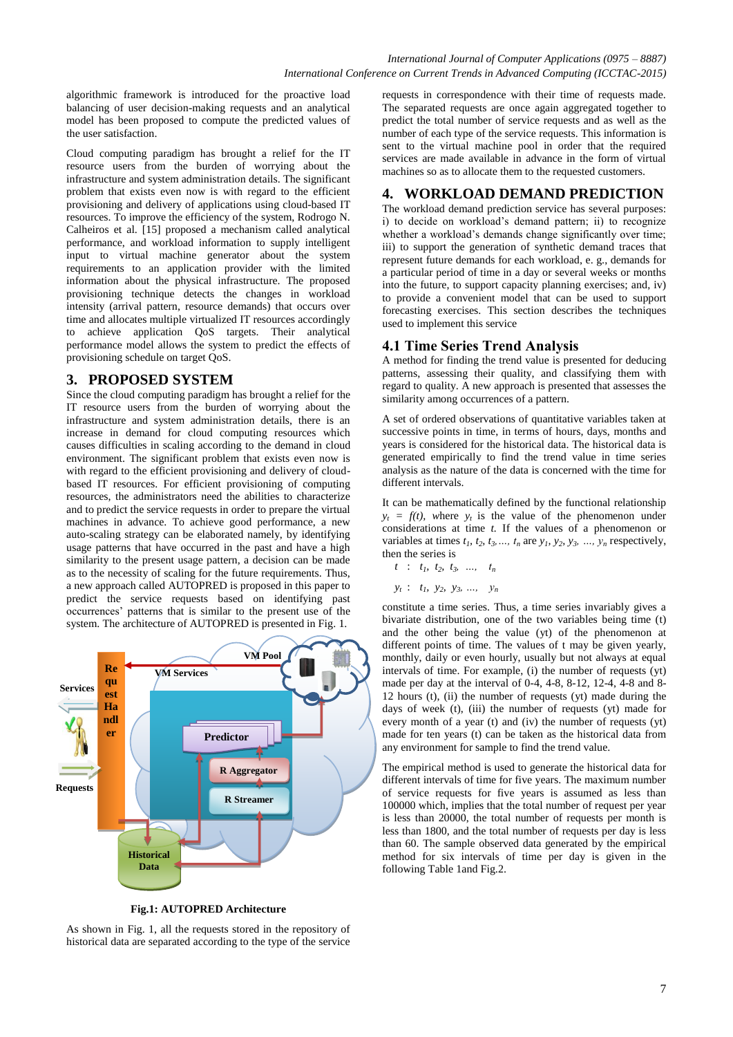algorithmic framework is introduced for the proactive load balancing of user decision-making requests and an analytical model has been proposed to compute the predicted values of the user satisfaction.

Cloud computing paradigm has brought a relief for the IT resource users from the burden of worrying about the infrastructure and system administration details. The significant problem that exists even now is with regard to the efficient provisioning and delivery of applications using cloud-based IT resources. To improve the efficiency of the system, Rodrogo N. Calheiros et al. [15] proposed a mechanism called analytical performance, and workload information to supply intelligent input to virtual machine generator about the system requirements to an application provider with the limited information about the physical infrastructure. The proposed provisioning technique detects the changes in workload intensity (arrival pattern, resource demands) that occurs over time and allocates multiple virtualized IT resources accordingly to achieve application QoS targets. Their analytical performance model allows the system to predict the effects of provisioning schedule on target QoS.

## 3. PROPOSED SYSTEM

Since the cloud computing paradigm has brought a relief for the IT resource users from the burden of worrying about the infrastructure and system administration details, there is an increase in demand for cloud computing resources which causes difficulties in scaling according to the demand in cloud environment. The significant problem that exists even now is with regard to the efficient provisioning and delivery of cloud-based IT resources. For efficient provisioning of computing resources, the administrators need the abilities to characterize and to predict the service requests in order to prepare the virtual machines in advance. To achieve good performance, a new auto-scaling strategy can be elaborated namely, by identifying usage patterns that have occurred in the past and have a high similarity to the present usage pattern, a decision can be made as to the necessity of scaling for the future requirements. Thus, a new approach called AUTOPRED is proposed in this paper to predict the service requests based on identifying past occurrences' patterns that is similar to the present use of the system. The architecture of AUTOPRED is presented in Fig. 1.

**Fig.1: AUTOPRED Architecture**

As shown in Fig. 1, all the requests stored in the repository of historical data are separated according to the type of the service requests in correspondence with their time of requests made. The separated requests are once again aggregated together to predict the total number of service requests and as well as the number of each type of the service requests. This information is sent to the virtual machine pool in order that the required services are made available in advance in the form of virtual machines so as to allocate them to the requested customers.

## 4. WORKLOAD DEMAND PREDICTION

The workload demand prediction service has several purposes: i) to decide on workload's demand pattern; ii) to recognize whether a workload's demands change significantly over time; iii) to support the generation of synthetic demand traces that represent future demands for each workload, e. g., demands for a particular period of time in a day or several weeks or months into the future, to support capacity planning exercises; and, iv) to provide a convenient model that can be used to support forecasting exercises. This section describes the techniques used to implement this service

### 4.1 Time Series Trend Analysis

A method for finding the trend value is presented for deducing patterns, assessing their quality, and classifying them with regard to quality. A new approach is presented that assesses the similarity among occurrences of a pattern.

A set of ordered observations of quantitative variables taken at successive points in time, in terms of hours, days, months and years is considered for the historical data. The historical data is generated empirically to find the trend value in time series analysis as the nature of the data is concerned with the time for different intervals.

It can be mathematically defined by the functional relationship $y_t = f(t)$, where $y_t$ is the value of the phenomenon under considerations at time $t$. If the values of a phenomenon or variables at times $t_1, t_2, t_3, \ldots, t_n$ are $y_1, y_2, y_3, \ldots, y_n$ respectively, then the series is

$$t \;:\; t_1,\; t_2,\; t_3,\; \ldots,\; t_n$$

$$y_t \;:\; t_1,\; y_2,\; y_3,\; \ldots,\; y_n$$

constitute a time series. Thus, a time series invariably gives a bivariate distribution, one of the two variables being time (t) and the other being the value (yt) of the phenomenon at different points of time. The values of t may be given yearly, monthly, daily or even hourly, usually but not always at equal intervals of time. For example, (i) the number of requests (yt) made per day at the interval of 0-4, 4-8, 8-12, 12-4, 4-8 and 8-12 hours (t), (ii) the number of requests (yt) made during the days of week (t), (iii) the number of requests (yt) made for every month of a year (t) and (iv) the number of requests (yt) made for ten years (t) can be taken as the historical data from any environment for sample to find the trend value.

The empirical method is used to generate the historical data for different intervals of time for five years. The maximum number of service requests for five years is assumed as less than 100000 which, implies that the total number of request per year is less than 20000, the total number of requests per month is less than 1800, and the total number of requests per day is less than 60. The sample observed data generated by the empirical method for six intervals of time per day is given in the following Table 1and Fig.2.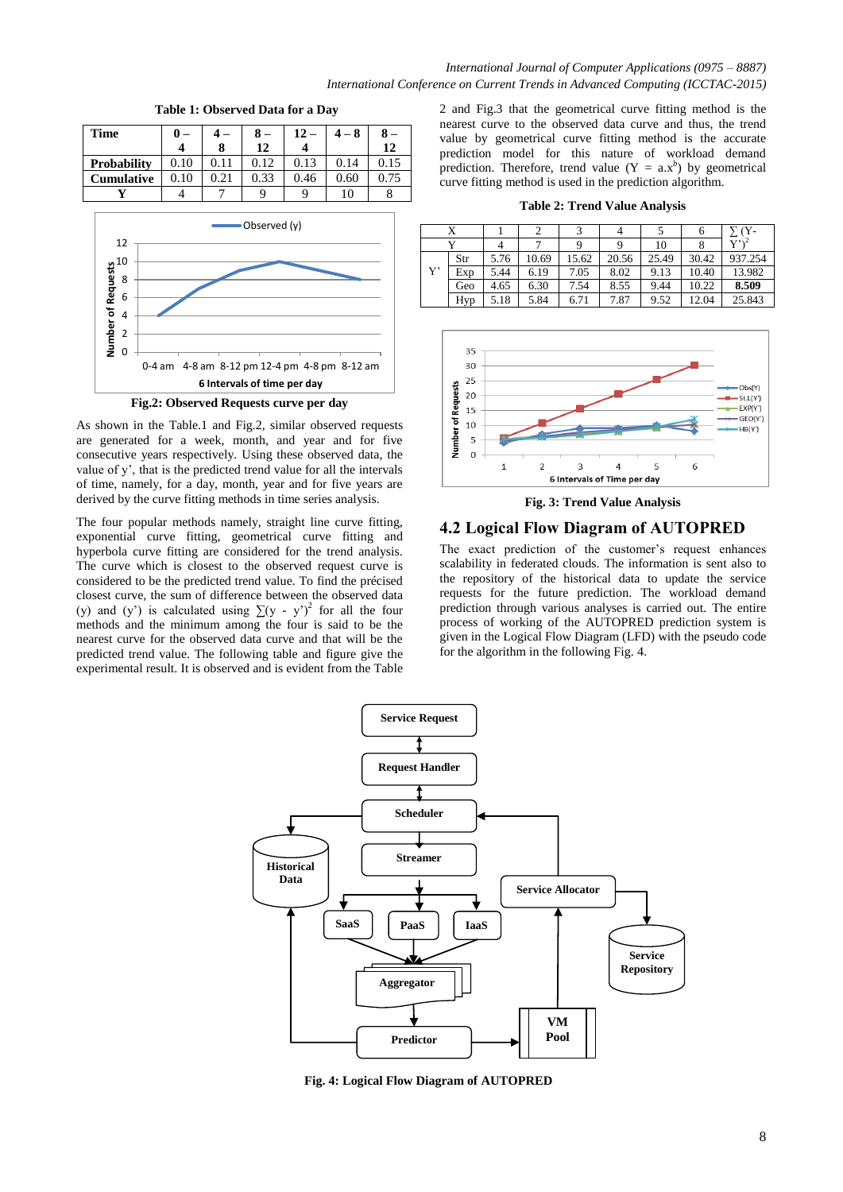**Table 1: Observed Data for a Day**

| Time | 0 – 4 | 4 – 8 | 8 – 12 | 12 – 4 | 4 – 8 | 8 – 12 |
|---|---|---|---|---|---|---|
| **Probability** | 0.10 | 0.11 | 0.12 | 0.13 | 0.14 | 0.15 |
| **Cumulative** | 0.10 | 0.21 | 0.33 | 0.46 | 0.60 | 0.75 |
| **Y** | 4 | 7 | 9 | 9 | 10 | 8 |

**Fig.2: Observed Requests curve per day**

As shown in the Table.1 and Fig.2, similar observed requests are generated for a week, month, and year and for five consecutive years respectively. Using these observed data, the value of y', that is the predicted trend value for all the intervals of time, namely, for a day, month, year and for five years are derived by the curve fitting methods in time series analysis.

The four popular methods namely, straight line curve fitting, exponential curve fitting, geometrical curve fitting and hyperbola curve fitting are considered for the trend analysis. The curve which is closest to the observed request curve is considered to be the predicted trend value. To find the précised closest curve, the sum of difference between the observed data (y) and (y') is calculated using $\sum(y - y')^2$ for all the four methods and the minimum among the four is said to be the nearest curve for the observed data curve and that will be the predicted trend value. The following table and figure give the experimental result. It is observed and is evident from the Table 2 and Fig.3 that the geometrical curve fitting method is the nearest curve to the observed data curve and thus, the trend value by geometrical curve fitting method is the accurate prediction model for this nature of workload demand prediction. Therefore, trend value ($Y = a.x^b$) by geometrical curve fitting method is used in the prediction algorithm.

**Table 2: Trend Value Analysis**

| X | | 1 | 2 | 3 | 4 | 5 | 6 | $\sum(Y-Y')^2$ |
|---|---|---|---|---|---|---|---|---|
| Y | | 4 | 7 | 9 | 9 | 10 | 8 | |
| Y' | Str | 5.76 | 10.69 | 15.62 | 20.56 | 25.49 | 30.42 | 937.254 |
| | Exp | 5.44 | 6.19 | 7.05 | 8.02 | 9.13 | 10.40 | 13.982 |
| | Geo | 4.65 | 6.30 | 7.54 | 8.55 | 9.44 | 10.22 | **8.509** |
| | Hyp | 5.18 | 5.84 | 6.71 | 7.87 | 9.52 | 12.04 | 25.843 |

**Fig. 3: Trend Value Analysis**

## 4.2 Logical Flow Diagram of AUTOPRED

The exact prediction of the customer's request enhances scalability in federated clouds. The information is sent also to the repository of the historical data to update the service requests for the future prediction. The workload demand prediction through various analyses is carried out. The entire process of working of the AUTOPRED prediction system is given in the Logical Flow Diagram (LFD) with the pseudo code for the algorithm in the following Fig. 4.

**Fig. 4: Logical Flow Diagram of AUTOPRED**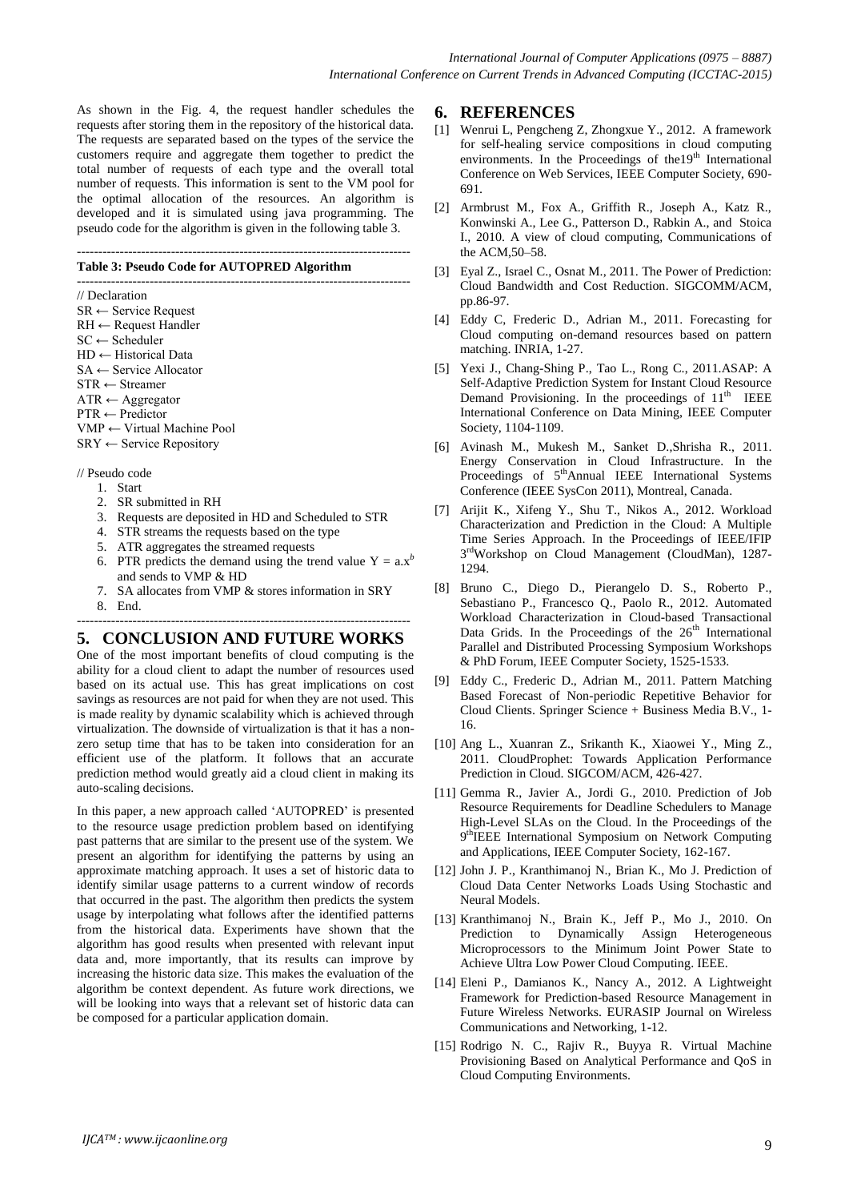As shown in the Fig. 4, the request handler schedules the requests after storing them in the repository of the historical data. The requests are separated based on the types of the service the customers require and aggregate them together to predict the total number of requests of each type and the overall total number of requests. This information is sent to the VM pool for the optimal allocation of the resources. An algorithm is developed and it is simulated using java programming. The pseudo code for the algorithm is given in the following table 3.

**Table 3: Pseudo Code for AUTOPRED Algorithm**

// Declaration

SR ← Service Request
RH ← Request Handler
SC ← Scheduler
HD ← Historical Data
SA ← Service Allocator
STR ← Streamer
ATR ← Aggregator
PTR ← Predictor
VMP ← Virtual Machine Pool
SRY ← Service Repository

// Pseudo code

1. Start
2. SR submitted in RH
3. Requests are deposited in HD and Scheduled to STR
4. STR streams the requests based on the type
5. ATR aggregates the streamed requests
6. PTR predicts the demand using the trend value $Y = a.x^b$ and sends to VMP & HD
7. SA allocates from VMP & stores information in SRY
8. End.

## 5. CONCLUSION AND FUTURE WORKS

One of the most important benefits of cloud computing is the ability for a cloud client to adapt the number of resources used based on its actual use. This has great implications on cost savings as resources are not paid for when they are not used. This is made reality by dynamic scalability which is achieved through virtualization. The downside of virtualization is that it has a non-zero setup time that has to be taken into consideration for an efficient use of the platform. It follows that an accurate prediction method would greatly aid a cloud client in making its auto-scaling decisions.

In this paper, a new approach called 'AUTOPRED' is presented to the resource usage prediction problem based on identifying past patterns that are similar to the present use of the system. We present an algorithm for identifying the patterns by using an approximate matching approach. It uses a set of historic data to identify similar usage patterns to a current window of records that occurred in the past. The algorithm then predicts the system usage by interpolating what follows after the identified patterns from the historical data. Experiments have shown that the algorithm has good results when presented with relevant input data and, more importantly, that its results can improve by increasing the historic data size. This makes the evaluation of the algorithm be context dependent. As future work directions, we will be looking into ways that a relevant set of historic data can be composed for a particular application domain.

## 6. REFERENCES

[1] Wenrui L, Pengcheng Z, Zhongxue Y., 2012. A framework for self-healing service compositions in cloud computing environments. In the Proceedings of the19th International Conference on Web Services, IEEE Computer Society, 690-691.

[2] Armbrust M., Fox A., Griffith R., Joseph A., Katz R., Konwinski A., Lee G., Patterson D., Rabkin A., and Stoica I., 2010. A view of cloud computing, Communications of the ACM,50–58.

[3] Eyal Z., Israel C., Osnat M., 2011. The Power of Prediction: Cloud Bandwidth and Cost Reduction. SIGCOMM/ACM, pp.86-97.

[4] Eddy C, Frederic D., Adrian M., 2011. Forecasting for Cloud computing on-demand resources based on pattern matching. INRIA, 1-27.

[5] Yexi J., Chang-Shing P., Tao L., Rong C., 2011.ASAP: A Self-Adaptive Prediction System for Instant Cloud Resource Demand Provisioning. In the proceedings of 11th IEEE International Conference on Data Mining, IEEE Computer Society, 1104-1109.

[6] Avinash M., Mukesh M., Sanket D.,Shrisha R., 2011. Energy Conservation in Cloud Infrastructure. In the Proceedings of 5thAnnual IEEE International Systems Conference (IEEE SysCon 2011), Montreal, Canada.

[7] Arijit K., Xifeng Y., Shu T., Nikos A., 2012. Workload Characterization and Prediction in the Cloud: A Multiple Time Series Approach. In the Proceedings of IEEE/IFIP 3rdWorkshop on Cloud Management (CloudMan), 1287-1294.

[8] Bruno C., Diego D., Pierangelo D. S., Roberto P., Sebastiano P., Francesco Q., Paolo R., 2012. Automated Workload Characterization in Cloud-based Transactional Data Grids. In the Proceedings of the 26th International Parallel and Distributed Processing Symposium Workshops & PhD Forum, IEEE Computer Society, 1525-1533.

[9] Eddy C., Frederic D., Adrian M., 2011. Pattern Matching Based Forecast of Non-periodic Repetitive Behavior for Cloud Clients. Springer Science + Business Media B.V., 1-16.

[10] Ang L., Xuanran Z., Srikanth K., Xiaowei Y., Ming Z., 2011. CloudProphet: Towards Application Performance Prediction in Cloud. SIGCOM/ACM, 426-427.

[11] Gemma R., Javier A., Jordi G., 2010. Prediction of Job Resource Requirements for Deadline Schedulers to Manage High-Level SLAs on the Cloud. In the Proceedings of the 9thIEEE International Symposium on Network Computing and Applications, IEEE Computer Society, 162-167.

[12] John J. P., Kranthimanoj N., Brian K., Mo J. Prediction of Cloud Data Center Networks Loads Using Stochastic and Neural Models.

[13] Kranthimanoj N., Brain K., Jeff P., Mo J., 2010. On Prediction to Dynamically Assign Heterogeneous Microprocessors to the Minimum Joint Power State to Achieve Ultra Low Power Cloud Computing. IEEE.

[14] Eleni P., Damianos K., Nancy A., 2012. A Lightweight Framework for Prediction-based Resource Management in Future Wireless Networks. EURASIP Journal on Wireless Communications and Networking, 1-12.

[15] Rodrigo N. C., Rajiv R., Buyya R. Virtual Machine Provisioning Based on Analytical Performance and QoS in Cloud Computing Environments.